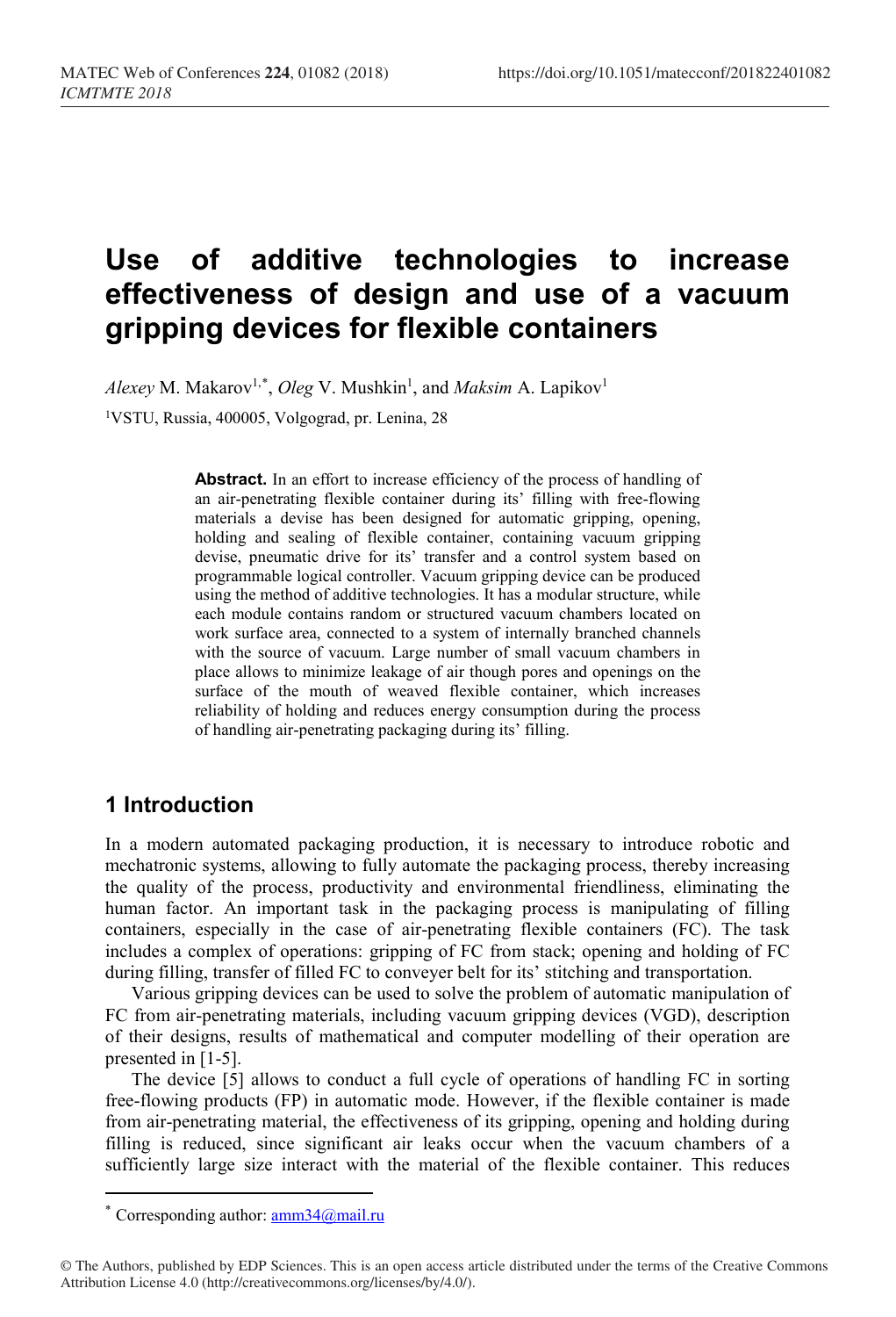# Use of additive technologies to increase effectiveness of design and use of a vacuum gripping devices for flexible containers

*Alexey* M. Makarov[1,*], *Oleg* V. Mushkin[1], and *Maksim* A. Lapikov[1]

[1]VSTU, Russia, 400005, Volgograd, pr. Lenina, 28

**Abstract.** In an effort to increase efficiency of the process of handling of an air-penetrating flexible container during its' filling with free-flowing materials a devise has been designed for automatic gripping, opening, holding and sealing of flexible container, containing vacuum gripping devise, pneumatic drive for its' transfer and a control system based on programmable logical controller. Vacuum gripping device can be produced using the method of additive technologies. It has a modular structure, while each module contains random or structured vacuum chambers located on work surface area, connected to a system of internally branched channels with the source of vacuum. Large number of small vacuum chambers in place allows to minimize leakage of air though pores and openings on the surface of the mouth of weaved flexible container, which increases reliability of holding and reduces energy consumption during the process of handling air-penetrating packaging during its' filling.

## 1 Introduction

In a modern automated packaging production, it is necessary to introduce robotic and mechatronic systems, allowing to fully automate the packaging process, thereby increasing the quality of the process, productivity and environmental friendliness, eliminating the human factor. An important task in the packaging process is manipulating of filling containers, especially in the case of air-penetrating flexible containers (FC). The task includes a complex of operations: gripping of FC from stack; opening and holding of FC during filling, transfer of filled FC to conveyer belt for its' stitching and transportation.

Various gripping devices can be used to solve the problem of automatic manipulation of FC from air-penetrating materials, including vacuum gripping devices (VGD), description of their designs, results of mathematical and computer modelling of their operation are presented in [1-5].

The device [5] allows to conduct a full cycle of operations of handling FC in sorting free-flowing products (FP) in automatic mode. However, if the flexible container is made from air-penetrating material, the effectiveness of its gripping, opening and holding during filling is reduced, since significant air leaks occur when the vacuum chambers of a sufficiently large size interact with the material of the flexible container. This reduces

---

* Corresponding author: amm34@mail.ru

© The Authors, published by EDP Sciences. This is an open access article distributed under the terms of the Creative Commons Attribution License 4.0 (http://creativecommons.org/licenses/by/4.0/).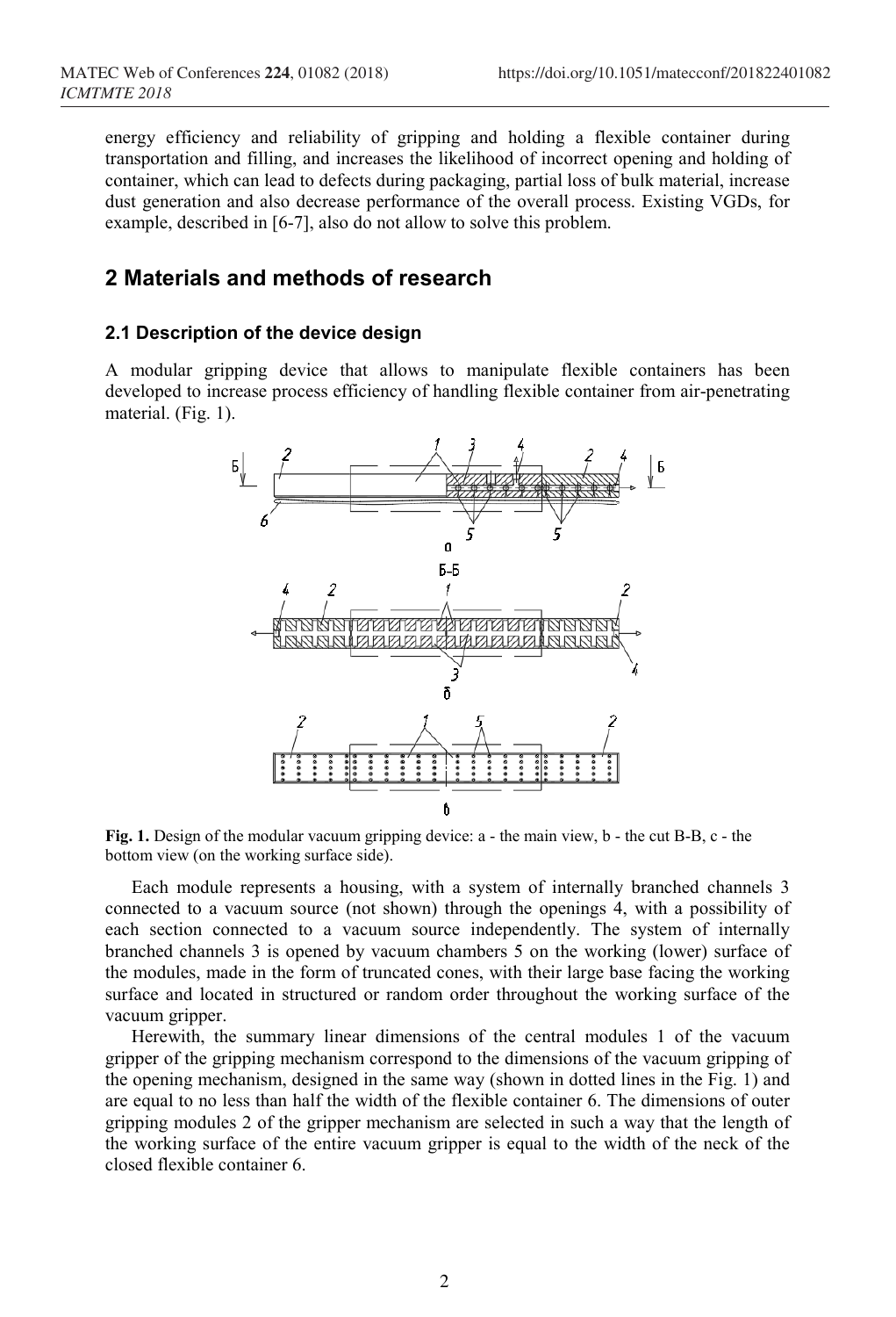energy efficiency and reliability of gripping and holding a flexible container during transportation and filling, and increases the likelihood of incorrect opening and holding of container, which can lead to defects during packaging, partial loss of bulk material, increase dust generation and also decrease performance of the overall process. Existing VGDs, for example, described in [6-7], also do not allow to solve this problem.

## 2 Materials and methods of research

### 2.1 Description of the device design

A modular gripping device that allows to manipulate flexible containers has been developed to increase process efficiency of handling flexible container from air-penetrating material. (Fig. 1).

**Fig. 1.** Design of the modular vacuum gripping device: a - the main view, b - the cut B-B, c - the bottom view (on the working surface side).

Each module represents a housing, with a system of internally branched channels 3 connected to a vacuum source (not shown) through the openings 4, with a possibility of each section connected to a vacuum source independently. The system of internally branched channels 3 is opened by vacuum chambers 5 on the working (lower) surface of the modules, made in the form of truncated cones, with their large base facing the working surface and located in structured or random order throughout the working surface of the vacuum gripper.

Herewith, the summary linear dimensions of the central modules 1 of the vacuum gripper of the gripping mechanism correspond to the dimensions of the vacuum gripping of the opening mechanism, designed in the same way (shown in dotted lines in the Fig. 1) and are equal to no less than half the width of the flexible container 6. The dimensions of outer gripping modules 2 of the gripper mechanism are selected in such a way that the length of the working surface of the entire vacuum gripper is equal to the width of the neck of the closed flexible container 6.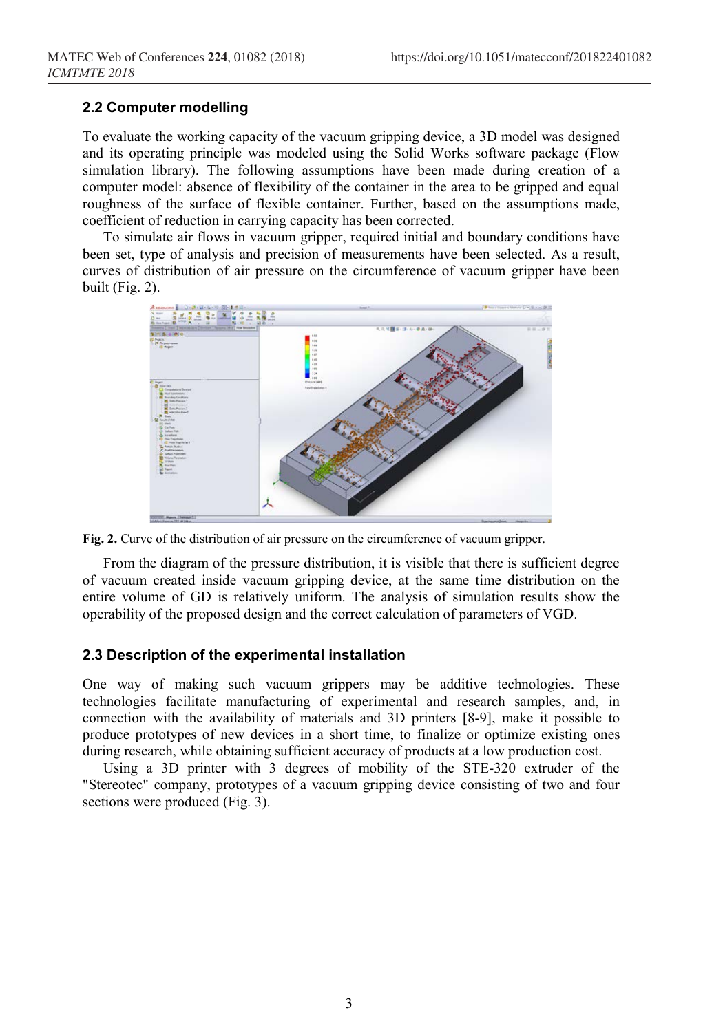### 2.2 Computer modelling

To evaluate the working capacity of the vacuum gripping device, a 3D model was designed and its operating principle was modeled using the Solid Works software package (Flow simulation library). The following assumptions have been made during creation of a computer model: absence of flexibility of the container in the area to be gripped and equal roughness of the surface of flexible container. Further, based on the assumptions made, coefficient of reduction in carrying capacity has been corrected.

To simulate air flows in vacuum gripper, required initial and boundary conditions have been set, type of analysis and precision of measurements have been selected. As a result, curves of distribution of air pressure on the circumference of vacuum gripper have been built (Fig. 2).

**Fig. 2.** Curve of the distribution of air pressure on the circumference of vacuum gripper.

From the diagram of the pressure distribution, it is visible that there is sufficient degree of vacuum created inside vacuum gripping device, at the same time distribution on the entire volume of GD is relatively uniform. The analysis of simulation results show the operability of the proposed design and the correct calculation of parameters of VGD.

### 2.3 Description of the experimental installation

One way of making such vacuum grippers may be additive technologies. These technologies facilitate manufacturing of experimental and research samples, and, in connection with the availability of materials and 3D printers [8-9], make it possible to produce prototypes of new devices in a short time, to finalize or optimize existing ones during research, while obtaining sufficient accuracy of products at a low production cost.

Using a 3D printer with 3 degrees of mobility of the STE-320 extruder of the "Stereotec" company, prototypes of a vacuum gripping device consisting of two and four sections were produced (Fig. 3).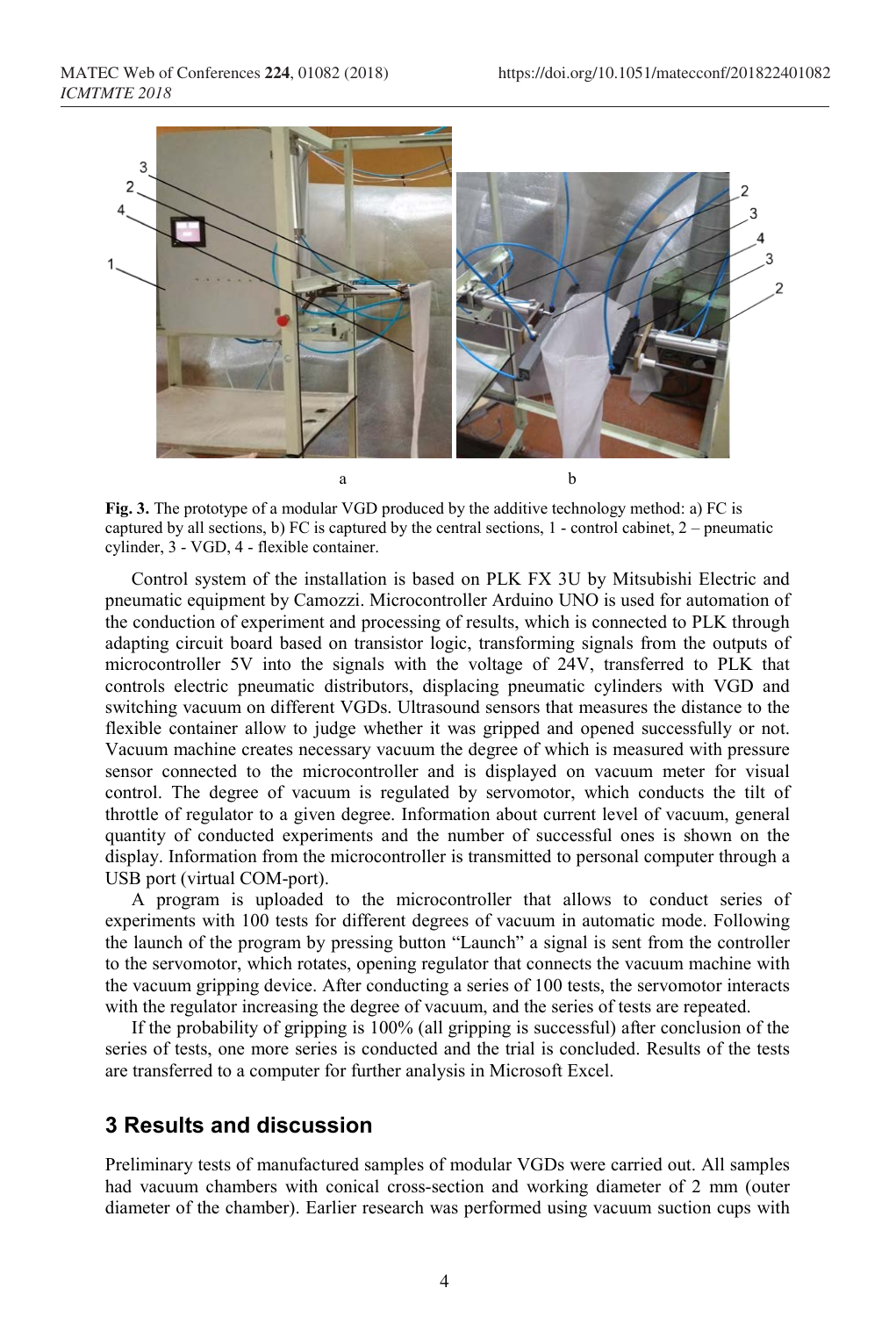**Fig. 3.** The prototype of a modular VGD produced by the additive technology method: a) FC is captured by all sections, b) FC is captured by the central sections, 1 - control cabinet, 2 – pneumatic cylinder, 3 - VGD, 4 - flexible container.

Control system of the installation is based on PLK FX 3U by Mitsubishi Electric and pneumatic equipment by Camozzi. Microcontroller Arduino UNO is used for automation of the conduction of experiment and processing of results, which is connected to PLK through adapting circuit board based on transistor logic, transforming signals from the outputs of microcontroller 5V into the signals with the voltage of 24V, transferred to PLK that controls electric pneumatic distributors, displacing pneumatic cylinders with VGD and switching vacuum on different VGDs. Ultrasound sensors that measures the distance to the flexible container allow to judge whether it was gripped and opened successfully or not. Vacuum machine creates necessary vacuum the degree of which is measured with pressure sensor connected to the microcontroller and is displayed on vacuum meter for visual control. The degree of vacuum is regulated by servomotor, which conducts the tilt of throttle of regulator to a given degree. Information about current level of vacuum, general quantity of conducted experiments and the number of successful ones is shown on the display. Information from the microcontroller is transmitted to personal computer through a USB port (virtual COM-port).

A program is uploaded to the microcontroller that allows to conduct series of experiments with 100 tests for different degrees of vacuum in automatic mode. Following the launch of the program by pressing button "Launch" a signal is sent from the controller to the servomotor, which rotates, opening regulator that connects the vacuum machine with the vacuum gripping device. After conducting a series of 100 tests, the servomotor interacts with the regulator increasing the degree of vacuum, and the series of tests are repeated.

If the probability of gripping is 100% (all gripping is successful) after conclusion of the series of tests, one more series is conducted and the trial is concluded. Results of the tests are transferred to a computer for further analysis in Microsoft Excel.

## 3 Results and discussion

Preliminary tests of manufactured samples of modular VGDs were carried out. All samples had vacuum chambers with conical cross-section and working diameter of 2 mm (outer diameter of the chamber). Earlier research was performed using vacuum suction cups with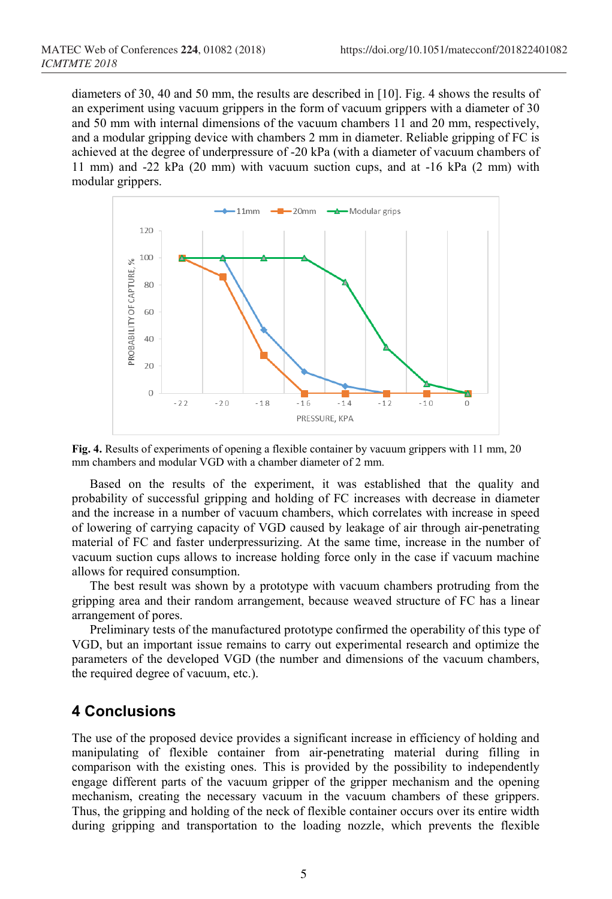diameters of 30, 40 and 50 mm, the results are described in [10]. Fig. 4 shows the results of an experiment using vacuum grippers in the form of vacuum grippers with a diameter of 30 and 50 mm with internal dimensions of the vacuum chambers 11 and 20 mm, respectively, and a modular gripping device with chambers 2 mm in diameter. Reliable gripping of FC is achieved at the degree of underpressure of -20 kPa (with a diameter of vacuum chambers of 11 mm) and -22 kPa (20 mm) with vacuum suction cups, and at -16 kPa (2 mm) with modular grippers.

**Fig. 4.** Results of experiments of opening a flexible container by vacuum grippers with 11 mm, 20 mm chambers and modular VGD with a chamber diameter of 2 mm.

Based on the results of the experiment, it was established that the quality and probability of successful gripping and holding of FC increases with decrease in diameter and the increase in a number of vacuum chambers, which correlates with increase in speed of lowering of carrying capacity of VGD caused by leakage of air through air-penetrating material of FC and faster underpressurizing. At the same time, increase in the number of vacuum suction cups allows to increase holding force only in the case if vacuum machine allows for required consumption.

The best result was shown by a prototype with vacuum chambers protruding from the gripping area and their random arrangement, because weaved structure of FC has a linear arrangement of pores.

Preliminary tests of the manufactured prototype confirmed the operability of this type of VGD, but an important issue remains to carry out experimental research and optimize the parameters of the developed VGD (the number and dimensions of the vacuum chambers, the required degree of vacuum, etc.).

## 4 Conclusions

The use of the proposed device provides a significant increase in efficiency of holding and manipulating of flexible container from air-penetrating material during filling in comparison with the existing ones. This is provided by the possibility to independently engage different parts of the vacuum gripper of the gripper mechanism and the opening mechanism, creating the necessary vacuum in the vacuum chambers of these grippers. Thus, the gripping and holding of the neck of flexible container occurs over its entire width during gripping and transportation to the loading nozzle, which prevents the flexible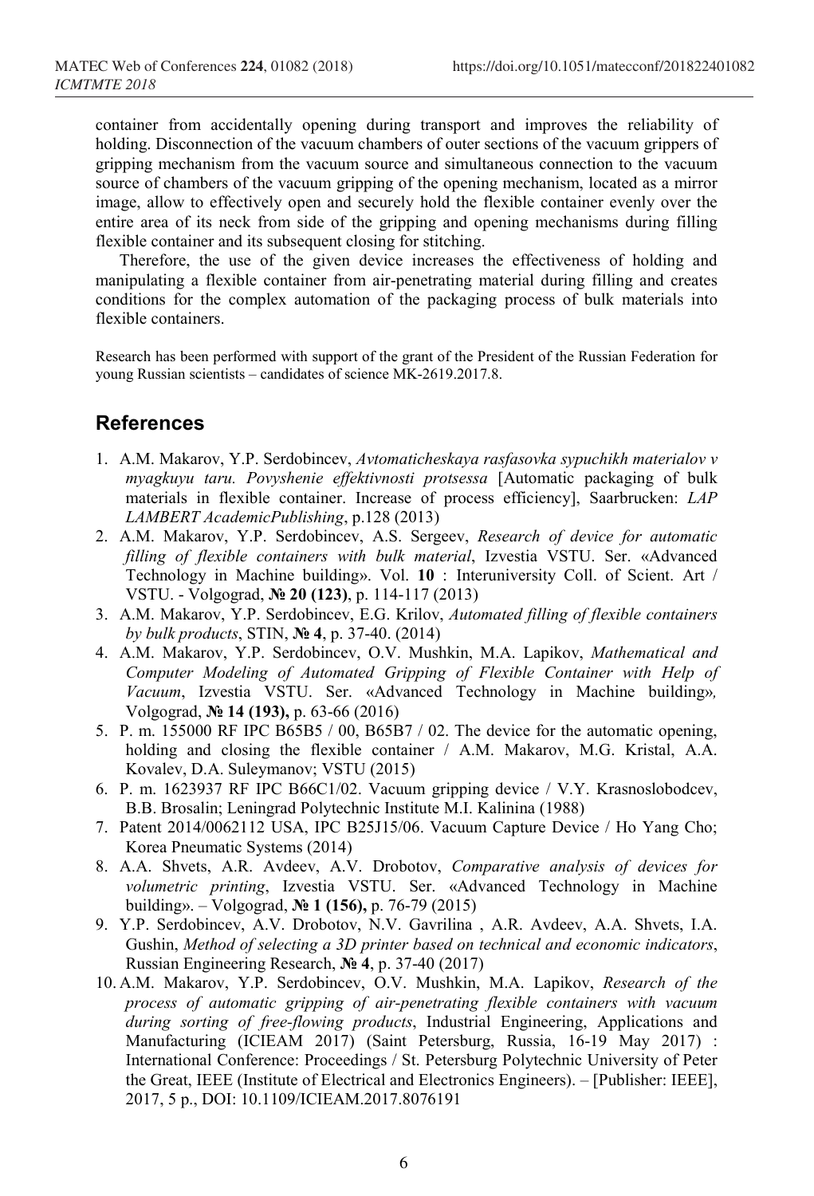container from accidentally opening during transport and improves the reliability of holding. Disconnection of the vacuum chambers of outer sections of the vacuum grippers of gripping mechanism from the vacuum source and simultaneous connection to the vacuum source of chambers of the vacuum gripping of the opening mechanism, located as a mirror image, allow to effectively open and securely hold the flexible container evenly over the entire area of its neck from side of the gripping and opening mechanisms during filling flexible container and its subsequent closing for stitching.

Therefore, the use of the given device increases the effectiveness of holding and manipulating a flexible container from air-penetrating material during filling and creates conditions for the complex automation of the packaging process of bulk materials into flexible containers.

Research has been performed with support of the grant of the President of the Russian Federation for young Russian scientists – candidates of science MK-2619.2017.8.

## References

1. A.M. Makarov, Y.P. Serdobincev, *Avtomaticheskaya rasfasovka sypuchikh materialov v myagkuyu taru. Povyshenie effektivnosti protsessa* [Automatic packaging of bulk materials in flexible container. Increase of process efficiency], Saarbrucken: *LAP LAMBERT AcademicPublishing*, p.128 (2013)
2. A.M. Makarov, Y.P. Serdobincev, A.S. Sergeev, *Research of device for automatic filling of flexible containers with bulk material*, Izvestia VSTU. Ser. «Advanced Technology in Machine building». Vol. **10** : Interuniversity Coll. of Scient. Art / VSTU. - Volgograd, **№ 20 (123)**, p. 114-117 (2013)
3. A.M. Makarov, Y.P. Serdobincev, E.G. Krilov, *Automated filling of flexible containers by bulk products*, STIN, **№ 4**, p. 37-40. (2014)
4. A.M. Makarov, Y.P. Serdobincev, O.V. Mushkin, M.A. Lapikov, *Mathematical and Computer Modeling of Automated Gripping of Flexible Container with Help of Vacuum*, Izvestia VSTU. Ser. «Advanced Technology in Machine building», Volgograd, **№ 14 (193),** p. 63-66 (2016)
5. P. m. 155000 RF IPC B65B5 / 00, B65B7 / 02. The device for the automatic opening, holding and closing the flexible container / A.M. Makarov, M.G. Kristal, A.A. Kovalev, D.A. Suleymanov; VSTU (2015)
6. P. m. 1623937 RF IPC B66C1/02. Vacuum gripping device / V.Y. Krasnoslobodcev, B.B. Brosalin; Leningrad Polytechnic Institute M.I. Kalinina (1988)
7. Patent 2014/0062112 USA, IPC B25J15/06. Vacuum Capture Device / Ho Yang Cho; Korea Pneumatic Systems (2014)
8. A.A. Shvets, A.R. Avdeev, A.V. Drobotov, *Comparative analysis of devices for volumetric printing*, Izvestia VSTU. Ser. «Advanced Technology in Machine building». – Volgograd, **№ 1 (156),** p. 76-79 (2015)
9. Y.P. Serdobincev, A.V. Drobotov, N.V. Gavrilina , A.R. Avdeev, A.A. Shvets, I.A. Gushin, *Method of selecting a 3D printer based on technical and economic indicators*, Russian Engineering Research, **№ 4**, p. 37-40 (2017)
10. A.M. Makarov, Y.P. Serdobincev, O.V. Mushkin, M.A. Lapikov, *Research of the process of automatic gripping of air-penetrating flexible containers with vacuum during sorting of free-flowing products*, Industrial Engineering, Applications and Manufacturing (ICIEAM 2017) (Saint Petersburg, Russia, 16-19 May 2017) : International Conference: Proceedings / St. Petersburg Polytechnic University of Peter the Great, IEEE (Institute of Electrical and Electronics Engineers). – [Publisher: IEEE], 2017, 5 p., DOI: 10.1109/ICIEAM.2017.8076191